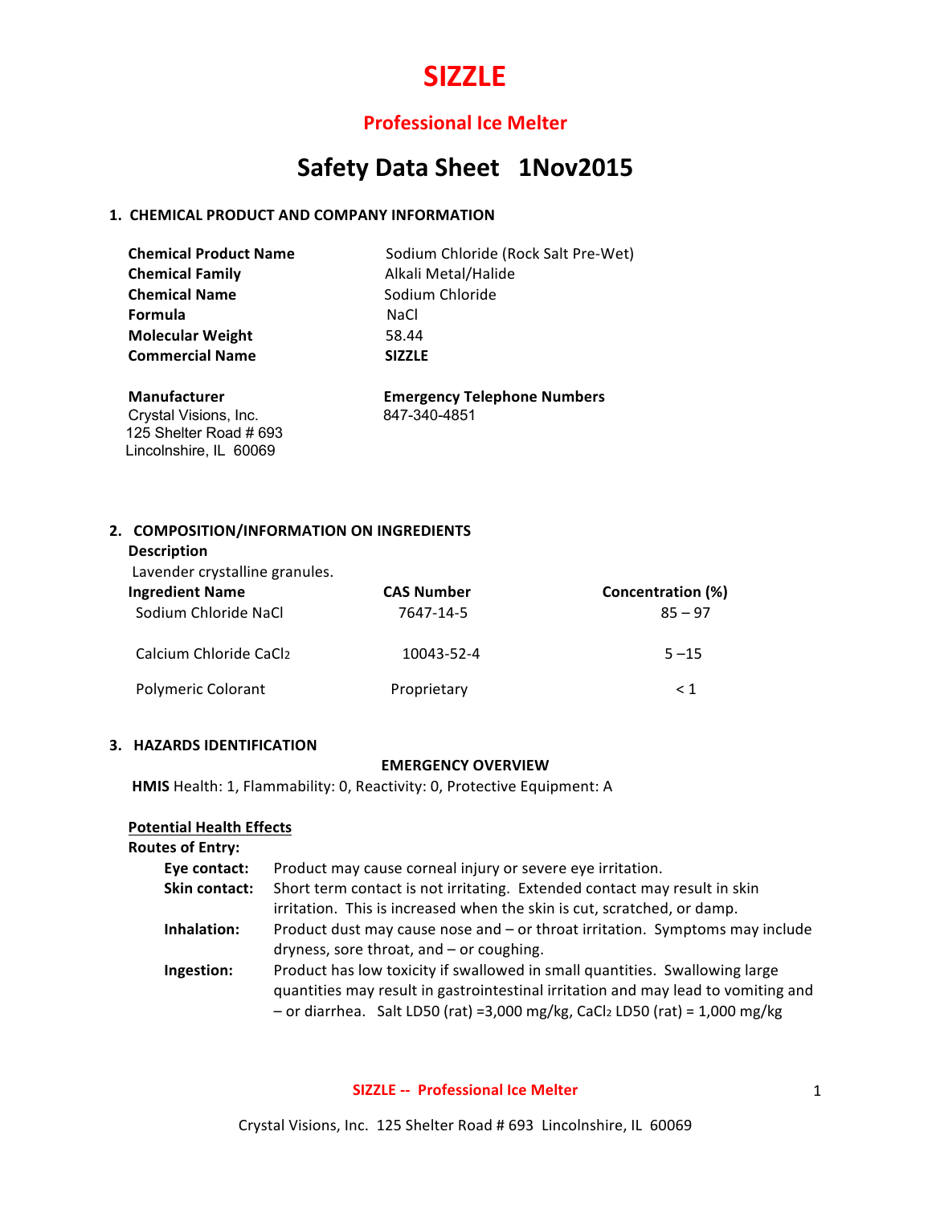# SIZZLE

## Professional Ice Melter

# Safety Data Sheet 1Nov2015

### 1. CHEMICAL PRODUCT AND COMPANY INFORMATION

| | |
|---|---|
| **Chemical Product Name** | Sodium Chloride (Rock Salt Pre-Wet) |
| **Chemical Family** | Alkali Metal/Halide |
| **Chemical Name** | Sodium Chloride |
| **Formula** | NaCl |
| **Molecular Weight** | 58.44 |
| **Commercial Name** | **SIZZLE** |

**Manufacturer**
Crystal Visions, Inc.
125 Shelter Road # 693
Lincolnshire, IL 60069

**Emergency Telephone Numbers**
847-340-4851

### 2. COMPOSITION/INFORMATION ON INGREDIENTS

**Description**

Lavender crystalline granules.

| Ingredient Name | CAS Number | Concentration (%) |
|---|---|---|
| Sodium Chloride NaCl | 7647-14-5 | 85 – 97 |
| Calcium Chloride $CaCl_2$ | 10043-52-4 | 5 –15 |
| Polymeric Colorant | Proprietary | < 1 |

### 3. HAZARDS IDENTIFICATION

**EMERGENCY OVERVIEW**

**HMIS** Health: 1, Flammability: 0, Reactivity: 0, Protective Equipment: A

**Potential Health Effects**

**Routes of Entry:**

**Eye contact:** Product may cause corneal injury or severe eye irritation.

**Skin contact:** Short term contact is not irritating. Extended contact may result in skin irritation. This is increased when the skin is cut, scratched, or damp.

**Inhalation:** Product dust may cause nose and – or throat irritation. Symptoms may include dryness, sore throat, and – or coughing.

**Ingestion:** Product has low toxicity if swallowed in small quantities. Swallowing large quantities may result in gastrointestinal irritation and may lead to vomiting and – or diarrhea. Salt LD50 (rat) =3,000 mg/kg, $CaCl_2$ LD50 (rat) = 1,000 mg/kg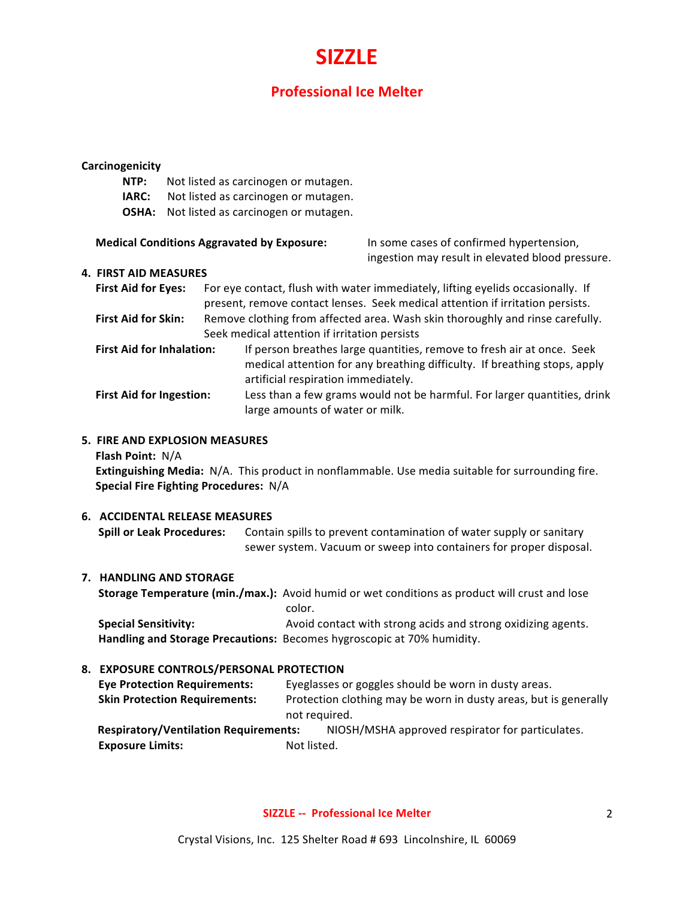# SIZZLE

## Professional Ice Melter

**Carcinogenicity**

- **NTP:** Not listed as carcinogen or mutagen.
- **IARC:** Not listed as carcinogen or mutagen.
- **OSHA:** Not listed as carcinogen or mutagen.

**Medical Conditions Aggravated by Exposure:** In some cases of confirmed hypertension, ingestion may result in elevated blood pressure.

### 4. FIRST AID MEASURES

**First Aid for Eyes:** For eye contact, flush with water immediately, lifting eyelids occasionally. If present, remove contact lenses. Seek medical attention if irritation persists.

**First Aid for Skin:** Remove clothing from affected area. Wash skin thoroughly and rinse carefully. Seek medical attention if irritation persists

**First Aid for Inhalation:** If person breathes large quantities, remove to fresh air at once. Seek medical attention for any breathing difficulty. If breathing stops, apply artificial respiration immediately.

**First Aid for Ingestion:** Less than a few grams would not be harmful. For larger quantities, drink large amounts of water or milk.

### 5. FIRE AND EXPLOSION MEASURES

**Flash Point:** N/A

**Extinguishing Media:** N/A. This product in nonflammable. Use media suitable for surrounding fire.

**Special Fire Fighting Procedures:** N/A

### 6. ACCIDENTAL RELEASE MEASURES

**Spill or Leak Procedures:** Contain spills to prevent contamination of water supply or sanitary sewer system. Vacuum or sweep into containers for proper disposal.

### 7. HANDLING AND STORAGE

**Storage Temperature (min./max.):** Avoid humid or wet conditions as product will crust and lose color.

**Special Sensitivity:** Avoid contact with strong acids and strong oxidizing agents.

**Handling and Storage Precautions:** Becomes hygroscopic at 70% humidity.

### 8. EXPOSURE CONTROLS/PERSONAL PROTECTION

**Eye Protection Requirements:** Eyeglasses or goggles should be worn in dusty areas.

**Skin Protection Requirements:** Protection clothing may be worn in dusty areas, but is generally not required.

**Respiratory/Ventilation Requirements:** NIOSH/MSHA approved respirator for particulates.

**Exposure Limits:** Not listed.

Crystal Visions, Inc. 125 Shelter Road # 693 Lincolnshire, IL 60069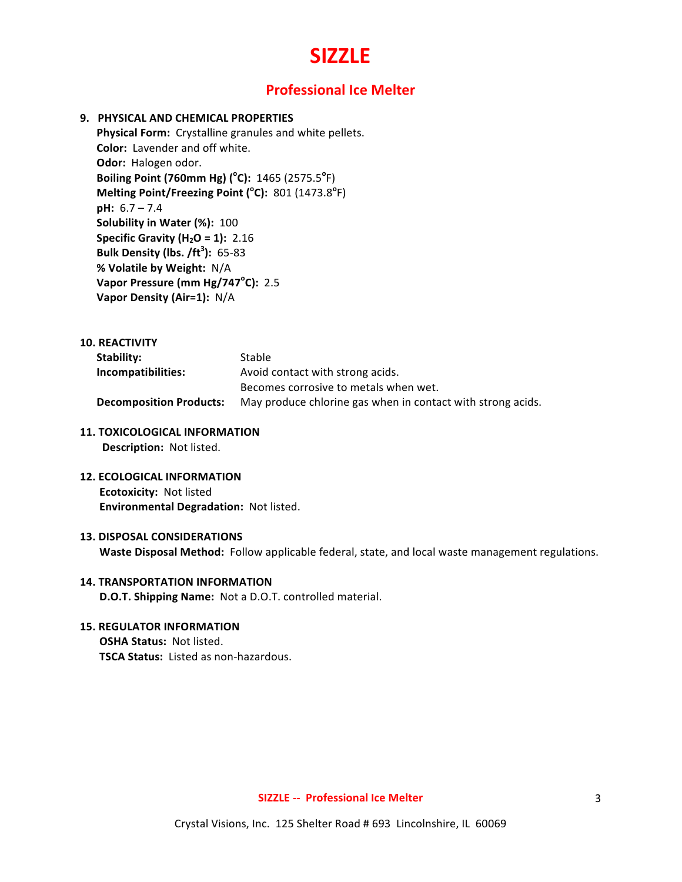# SIZZLE

## Professional Ice Melter

### 9. PHYSICAL AND CHEMICAL PROPERTIES

**Physical Form:** Crystalline granules and white pellets.
**Color:** Lavender and off white.
**Odor:** Halogen odor.
**Boiling Point (760mm Hg) (°C):** 1465 (2575.5°F)
**Melting Point/Freezing Point (°C):** 801 (1473.8°F)
**pH:** 6.7 – 7.4
**Solubility in Water (%):** 100
**Specific Gravity ($H_2O$ = 1):** 2.16
**Bulk Density (lbs. /$ft^3$):** 65-83
**% Volatile by Weight:** N/A
**Vapor Pressure (mm Hg/747°C):** 2.5
**Vapor Density (Air=1):** N/A

### 10. REACTIVITY

| | |
|---|---|
| **Stability:** | Stable |
| **Incompatibilities:** | Avoid contact with strong acids. Becomes corrosive to metals when wet. |
| **Decomposition Products:** | May produce chlorine gas when in contact with strong acids. |

### 11. TOXICOLOGICAL INFORMATION

**Description:** Not listed.

### 12. ECOLOGICAL INFORMATION

**Ecotoxicity:** Not listed
**Environmental Degradation:** Not listed.

### 13. DISPOSAL CONSIDERATIONS

**Waste Disposal Method:** Follow applicable federal, state, and local waste management regulations.

### 14. TRANSPORTATION INFORMATION

**D.O.T. Shipping Name:** Not a D.O.T. controlled material.

### 15. REGULATOR INFORMATION

**OSHA Status:** Not listed.
**TSCA Status:** Listed as non-hazardous.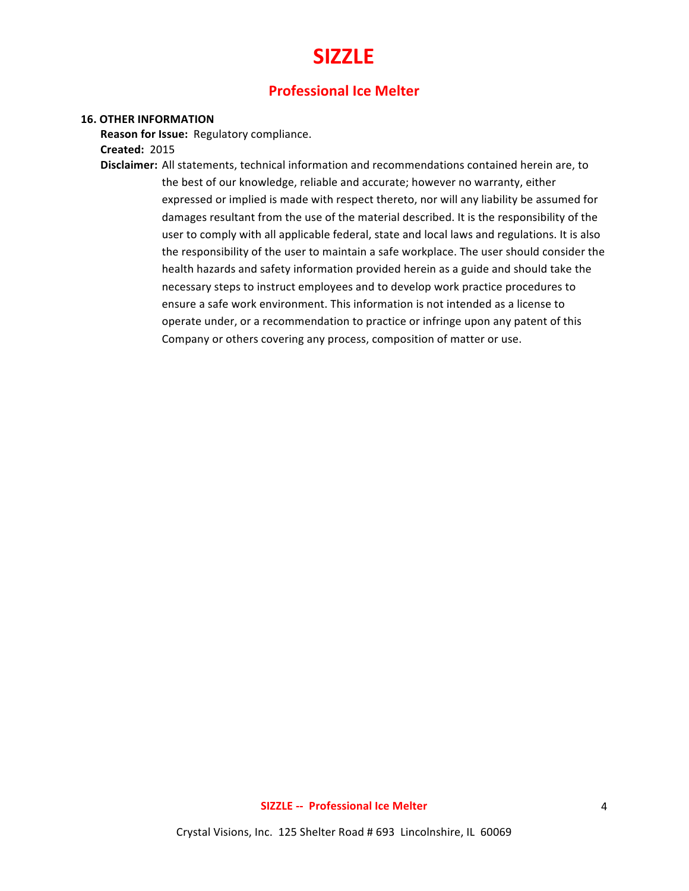## 16. OTHER INFORMATION

**Reason for Issue:** Regulatory compliance.

**Created:** 2015

**Disclaimer:** All statements, technical information and recommendations contained herein are, to the best of our knowledge, reliable and accurate; however no warranty, either expressed or implied is made with respect thereto, nor will any liability be assumed for damages resultant from the use of the material described. It is the responsibility of the user to comply with all applicable federal, state and local laws and regulations. It is also the responsibility of the user to maintain a safe workplace. The user should consider the health hazards and safety information provided herein as a guide and should take the necessary steps to instruct employees and to develop work practice procedures to ensure a safe work environment. This information is not intended as a license to operate under, or a recommendation to practice or infringe upon any patent of this Company or others covering any process, composition of matter or use.